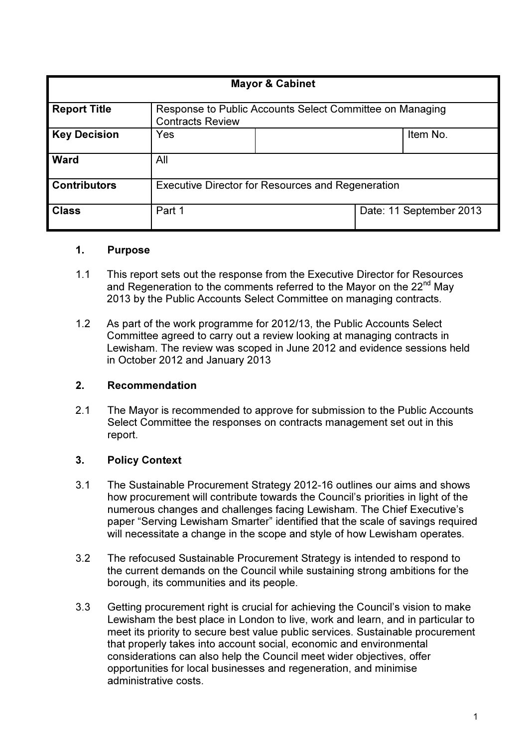| Mayor & Cabinet | | | |
|---|---|---|---|
| **Report Title** | Response to Public Accounts Select Committee on Managing Contracts Review | | |
| **Key Decision** | Yes | | Item No. |
| **Ward** | All | | |
| **Contributors** | Executive Director for Resources and Regeneration | | |
| **Class** | Part 1 | | Date: 11 September 2013 |

## 1. Purpose

1.1 This report sets out the response from the Executive Director for Resources and Regeneration to the comments referred to the Mayor on the 22nd May 2013 by the Public Accounts Select Committee on managing contracts.

1.2 As part of the work programme for 2012/13, the Public Accounts Select Committee agreed to carry out a review looking at managing contracts in Lewisham. The review was scoped in June 2012 and evidence sessions held in October 2012 and January 2013

## 2. Recommendation

2.1 The Mayor is recommended to approve for submission to the Public Accounts Select Committee the responses on contracts management set out in this report.

## 3. Policy Context

3.1 The Sustainable Procurement Strategy 2012-16 outlines our aims and shows how procurement will contribute towards the Council's priorities in light of the numerous changes and challenges facing Lewisham. The Chief Executive's paper "Serving Lewisham Smarter" identified that the scale of savings required will necessitate a change in the scope and style of how Lewisham operates.

3.2 The refocused Sustainable Procurement Strategy is intended to respond to the current demands on the Council while sustaining strong ambitions for the borough, its communities and its people.

3.3 Getting procurement right is crucial for achieving the Council's vision to make Lewisham the best place in London to live, work and learn, and in particular to meet its priority to secure best value public services. Sustainable procurement that properly takes into account social, economic and environmental considerations can also help the Council meet wider objectives, offer opportunities for local businesses and regeneration, and minimise administrative costs.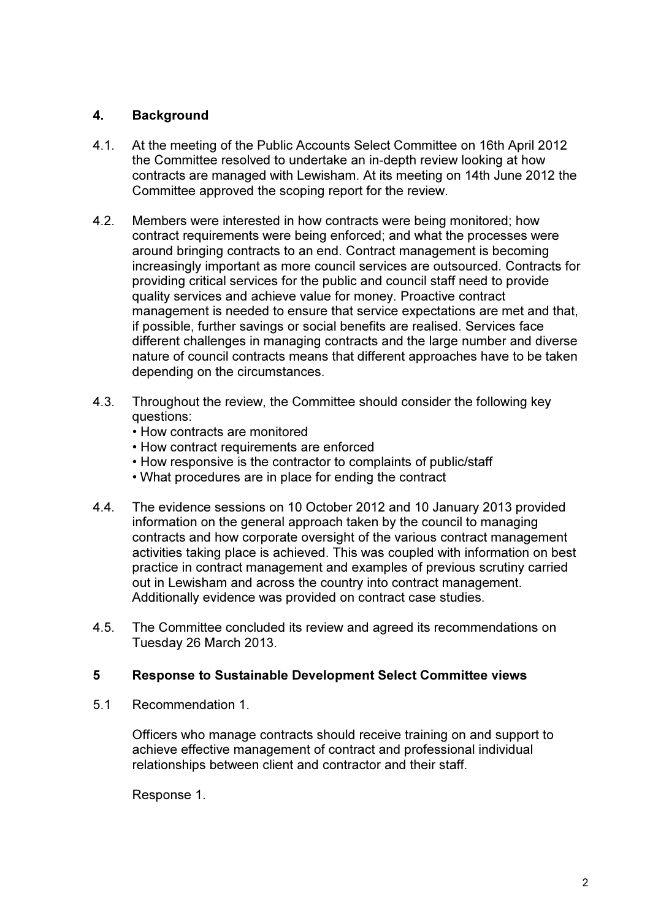## 4. Background

4.1. At the meeting of the Public Accounts Select Committee on 16th April 2012 the Committee resolved to undertake an in-depth review looking at how contracts are managed with Lewisham. At its meeting on 14th June 2012 the Committee approved the scoping report for the review.

4.2. Members were interested in how contracts were being monitored; how contract requirements were being enforced; and what the processes were around bringing contracts to an end. Contract management is becoming increasingly important as more council services are outsourced. Contracts for providing critical services for the public and council staff need to provide quality services and achieve value for money. Proactive contract management is needed to ensure that service expectations are met and that, if possible, further savings or social benefits are realised. Services face different challenges in managing contracts and the large number and diverse nature of council contracts means that different approaches have to be taken depending on the circumstances.

4.3. Throughout the review, the Committee should consider the following key questions:

- How contracts are monitored
- How contract requirements are enforced
- How responsive is the contractor to complaints of public/staff
- What procedures are in place for ending the contract

4.4. The evidence sessions on 10 October 2012 and 10 January 2013 provided information on the general approach taken by the council to managing contracts and how corporate oversight of the various contract management activities taking place is achieved. This was coupled with information on best practice in contract management and examples of previous scrutiny carried out in Lewisham and across the country into contract management. Additionally evidence was provided on contract case studies.

4.5. The Committee concluded its review and agreed its recommendations on Tuesday 26 March 2013.

## 5 Response to Sustainable Development Select Committee views

5.1 Recommendation 1.

Officers who manage contracts should receive training on and support to achieve effective management of contract and professional individual relationships between client and contractor and their staff.

Response 1.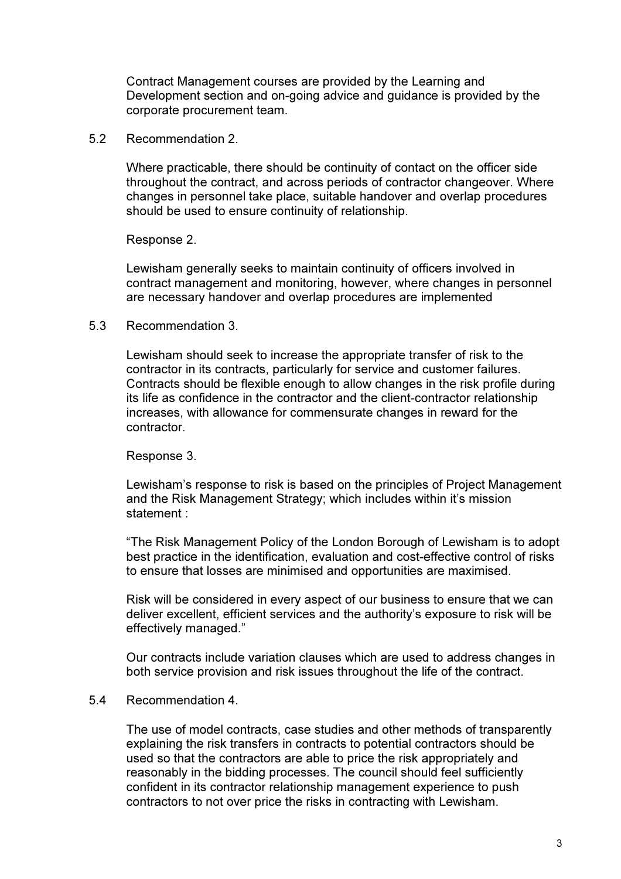Contract Management courses are provided by the Learning and Development section and on-going advice and guidance is provided by the corporate procurement team.

5.2 Recommendation 2.

Where practicable, there should be continuity of contact on the officer side throughout the contract, and across periods of contractor changeover. Where changes in personnel take place, suitable handover and overlap procedures should be used to ensure continuity of relationship.

Response 2.

Lewisham generally seeks to maintain continuity of officers involved in contract management and monitoring, however, where changes in personnel are necessary handover and overlap procedures are implemented

5.3 Recommendation 3.

Lewisham should seek to increase the appropriate transfer of risk to the contractor in its contracts, particularly for service and customer failures. Contracts should be flexible enough to allow changes in the risk profile during its life as confidence in the contractor and the client-contractor relationship increases, with allowance for commensurate changes in reward for the contractor.

Response 3.

Lewisham's response to risk is based on the principles of Project Management and the Risk Management Strategy; which includes within it's mission statement :

"The Risk Management Policy of the London Borough of Lewisham is to adopt best practice in the identification, evaluation and cost-effective control of risks to ensure that losses are minimised and opportunities are maximised.

Risk will be considered in every aspect of our business to ensure that we can deliver excellent, efficient services and the authority's exposure to risk will be effectively managed."

Our contracts include variation clauses which are used to address changes in both service provision and risk issues throughout the life of the contract.

5.4 Recommendation 4.

The use of model contracts, case studies and other methods of transparently explaining the risk transfers in contracts to potential contractors should be used so that the contractors are able to price the risk appropriately and reasonably in the bidding processes. The council should feel sufficiently confident in its contractor relationship management experience to push contractors to not over price the risks in contracting with Lewisham.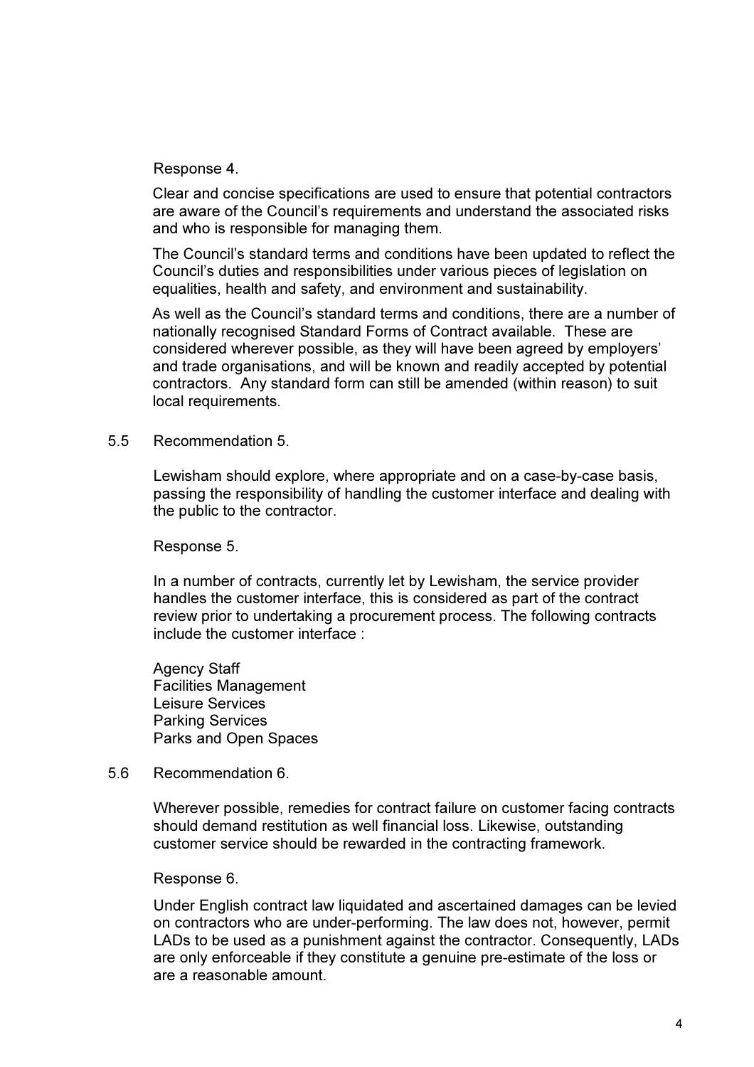Response 4.

Clear and concise specifications are used to ensure that potential contractors are aware of the Council's requirements and understand the associated risks and who is responsible for managing them.

The Council's standard terms and conditions have been updated to reflect the Council's duties and responsibilities under various pieces of legislation on equalities, health and safety, and environment and sustainability.

As well as the Council's standard terms and conditions, there are a number of nationally recognised Standard Forms of Contract available. These are considered wherever possible, as they will have been agreed by employers' and trade organisations, and will be known and readily accepted by potential contractors. Any standard form can still be amended (within reason) to suit local requirements.

5.5 Recommendation 5.

Lewisham should explore, where appropriate and on a case-by-case basis, passing the responsibility of handling the customer interface and dealing with the public to the contractor.

Response 5.

In a number of contracts, currently let by Lewisham, the service provider handles the customer interface, this is considered as part of the contract review prior to undertaking a procurement process. The following contracts include the customer interface :

Agency Staff
Facilities Management
Leisure Services
Parking Services
Parks and Open Spaces

5.6 Recommendation 6.

Wherever possible, remedies for contract failure on customer facing contracts should demand restitution as well financial loss. Likewise, outstanding customer service should be rewarded in the contracting framework.

Response 6.

Under English contract law liquidated and ascertained damages can be levied on contractors who are under-performing. The law does not, however, permit LADs to be used as a punishment against the contractor. Consequently, LADs are only enforceable if they constitute a genuine pre-estimate of the loss or are a reasonable amount.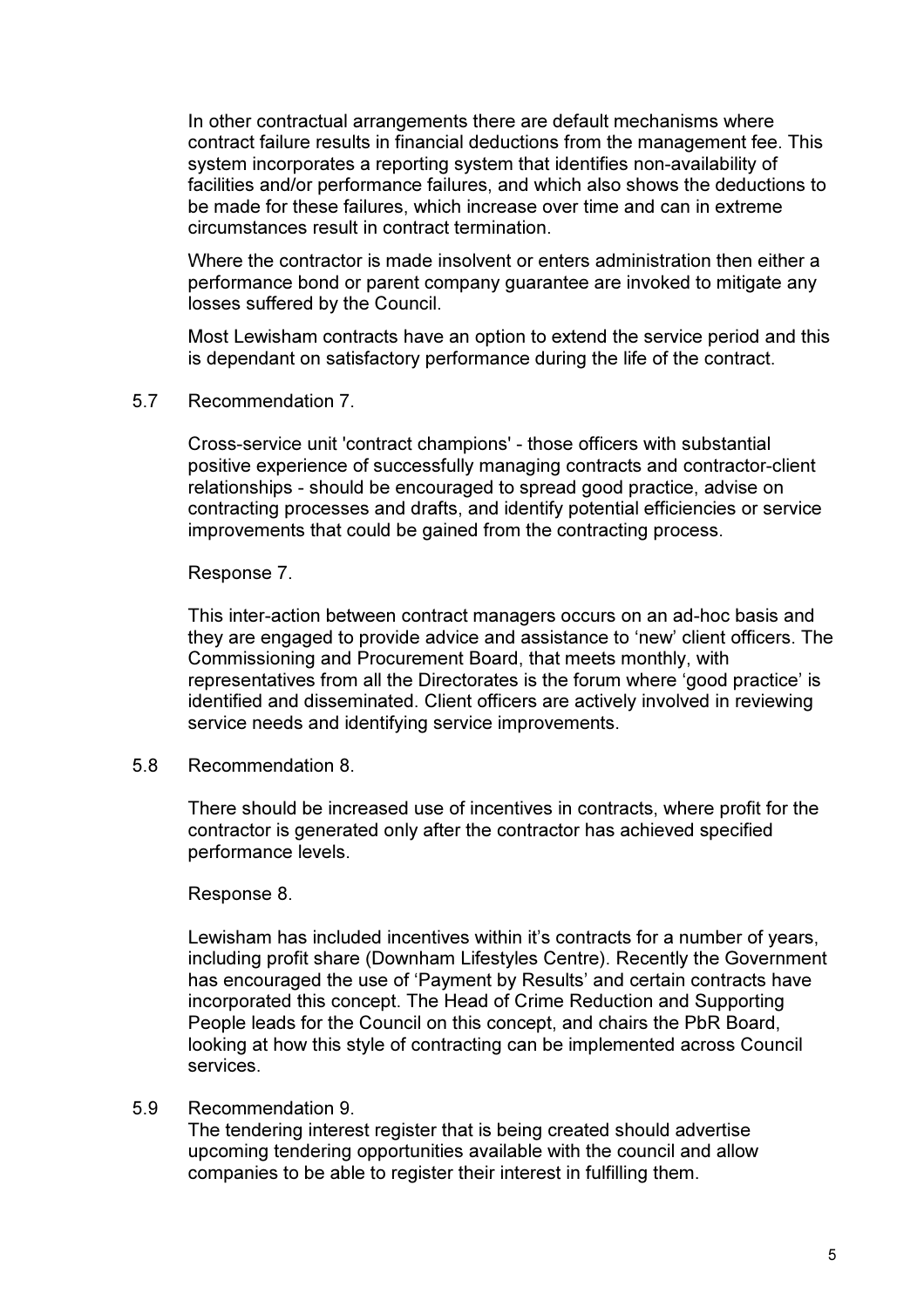In other contractual arrangements there are default mechanisms where contract failure results in financial deductions from the management fee. This system incorporates a reporting system that identifies non-availability of facilities and/or performance failures, and which also shows the deductions to be made for these failures, which increase over time and can in extreme circumstances result in contract termination.

Where the contractor is made insolvent or enters administration then either a performance bond or parent company guarantee are invoked to mitigate any losses suffered by the Council.

Most Lewisham contracts have an option to extend the service period and this is dependant on satisfactory performance during the life of the contract.

5.7 Recommendation 7.

Cross-service unit 'contract champions' - those officers with substantial positive experience of successfully managing contracts and contractor-client relationships - should be encouraged to spread good practice, advise on contracting processes and drafts, and identify potential efficiencies or service improvements that could be gained from the contracting process.

Response 7.

This inter-action between contract managers occurs on an ad-hoc basis and they are engaged to provide advice and assistance to 'new' client officers. The Commissioning and Procurement Board, that meets monthly, with representatives from all the Directorates is the forum where 'good practice' is identified and disseminated. Client officers are actively involved in reviewing service needs and identifying service improvements.

5.8 Recommendation 8.

There should be increased use of incentives in contracts, where profit for the contractor is generated only after the contractor has achieved specified performance levels.

Response 8.

Lewisham has included incentives within it's contracts for a number of years, including profit share (Downham Lifestyles Centre). Recently the Government has encouraged the use of 'Payment by Results' and certain contracts have incorporated this concept. The Head of Crime Reduction and Supporting People leads for the Council on this concept, and chairs the PbR Board, looking at how this style of contracting can be implemented across Council services.

5.9 Recommendation 9.
The tendering interest register that is being created should advertise upcoming tendering opportunities available with the council and allow companies to be able to register their interest in fulfilling them.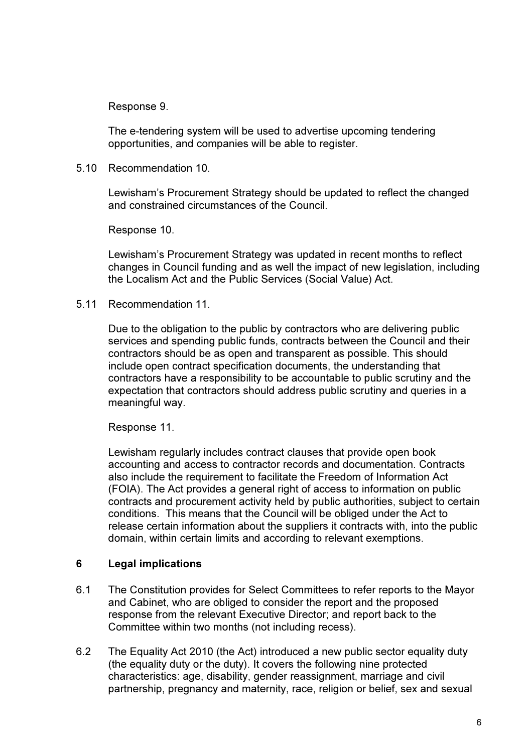Response 9.

The e-tendering system will be used to advertise upcoming tendering opportunities, and companies will be able to register.

5.10 Recommendation 10.

Lewisham's Procurement Strategy should be updated to reflect the changed and constrained circumstances of the Council.

Response 10.

Lewisham's Procurement Strategy was updated in recent months to reflect changes in Council funding and as well the impact of new legislation, including the Localism Act and the Public Services (Social Value) Act.

5.11 Recommendation 11.

Due to the obligation to the public by contractors who are delivering public services and spending public funds, contracts between the Council and their contractors should be as open and transparent as possible. This should include open contract specification documents, the understanding that contractors have a responsibility to be accountable to public scrutiny and the expectation that contractors should address public scrutiny and queries in a meaningful way.

Response 11.

Lewisham regularly includes contract clauses that provide open book accounting and access to contractor records and documentation. Contracts also include the requirement to facilitate the Freedom of Information Act (FOIA). The Act provides a general right of access to information on public contracts and procurement activity held by public authorities, subject to certain conditions. This means that the Council will be obliged under the Act to release certain information about the suppliers it contracts with, into the public domain, within certain limits and according to relevant exemptions.

## 6 Legal implications

6.1 The Constitution provides for Select Committees to refer reports to the Mayor and Cabinet, who are obliged to consider the report and the proposed response from the relevant Executive Director; and report back to the Committee within two months (not including recess).

6.2 The Equality Act 2010 (the Act) introduced a new public sector equality duty (the equality duty or the duty). It covers the following nine protected characteristics: age, disability, gender reassignment, marriage and civil partnership, pregnancy and maternity, race, religion or belief, sex and sexual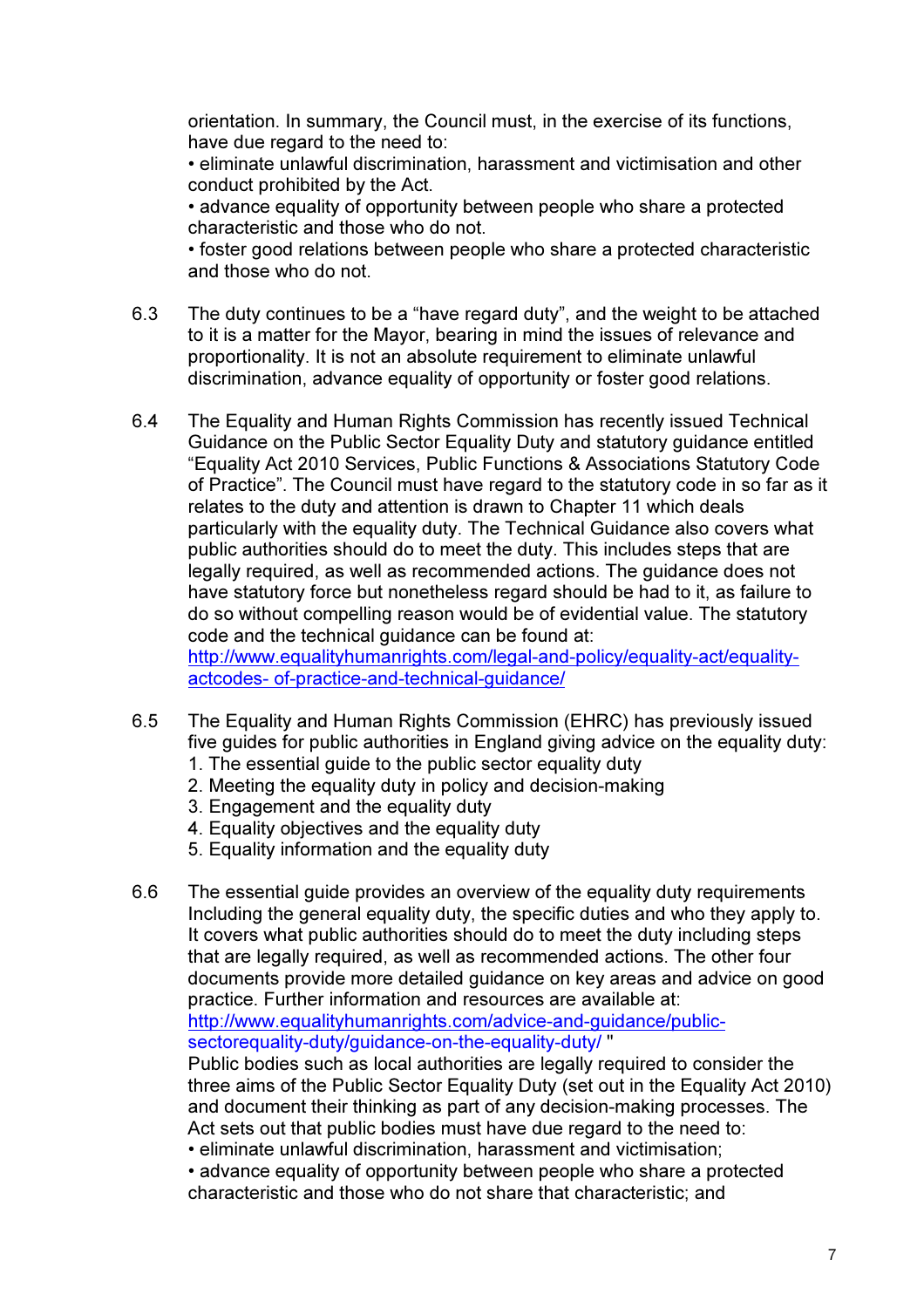orientation. In summary, the Council must, in the exercise of its functions, have due regard to the need to:

• eliminate unlawful discrimination, harassment and victimisation and other conduct prohibited by the Act.

• advance equality of opportunity between people who share a protected characteristic and those who do not.

• foster good relations between people who share a protected characteristic and those who do not.

6.3 The duty continues to be a "have regard duty", and the weight to be attached to it is a matter for the Mayor, bearing in mind the issues of relevance and proportionality. It is not an absolute requirement to eliminate unlawful discrimination, advance equality of opportunity or foster good relations.

6.4 The Equality and Human Rights Commission has recently issued Technical Guidance on the Public Sector Equality Duty and statutory guidance entitled "Equality Act 2010 Services, Public Functions & Associations Statutory Code of Practice". The Council must have regard to the statutory code in so far as it relates to the duty and attention is drawn to Chapter 11 which deals particularly with the equality duty. The Technical Guidance also covers what public authorities should do to meet the duty. This includes steps that are legally required, as well as recommended actions. The guidance does not have statutory force but nonetheless regard should be had to it, as failure to do so without compelling reason would be of evidential value. The statutory code and the technical guidance can be found at: [http://www.equalityhumanrights.com/legal-and-policy/equality-act/equality-actcodes- of-practice-and-technical-guidance/](http://www.equalityhumanrights.com/legal-and-policy/equality-act/equality-actcodes-of-practice-and-technical-guidance/)

6.5 The Equality and Human Rights Commission (EHRC) has previously issued five guides for public authorities in England giving advice on the equality duty:

1. The essential guide to the public sector equality duty
2. Meeting the equality duty in policy and decision-making
3. Engagement and the equality duty
4. Equality objectives and the equality duty
5. Equality information and the equality duty

6.6 The essential guide provides an overview of the equality duty requirements Including the general equality duty, the specific duties and who they apply to. It covers what public authorities should do to meet the duty including steps that are legally required, as well as recommended actions. The other four documents provide more detailed guidance on key areas and advice on good practice. Further information and resources are available at: [http://www.equalityhumanrights.com/advice-and-guidance/public-sectorequality-duty/guidance-on-the-equality-duty/](http://www.equalityhumanrights.com/advice-and-guidance/public-sectorequality-duty/guidance-on-the-equality-duty/) "

Public bodies such as local authorities are legally required to consider the three aims of the Public Sector Equality Duty (set out in the Equality Act 2010) and document their thinking as part of any decision-making processes. The Act sets out that public bodies must have due regard to the need to:

• eliminate unlawful discrimination, harassment and victimisation;

• advance equality of opportunity between people who share a protected characteristic and those who do not share that characteristic; and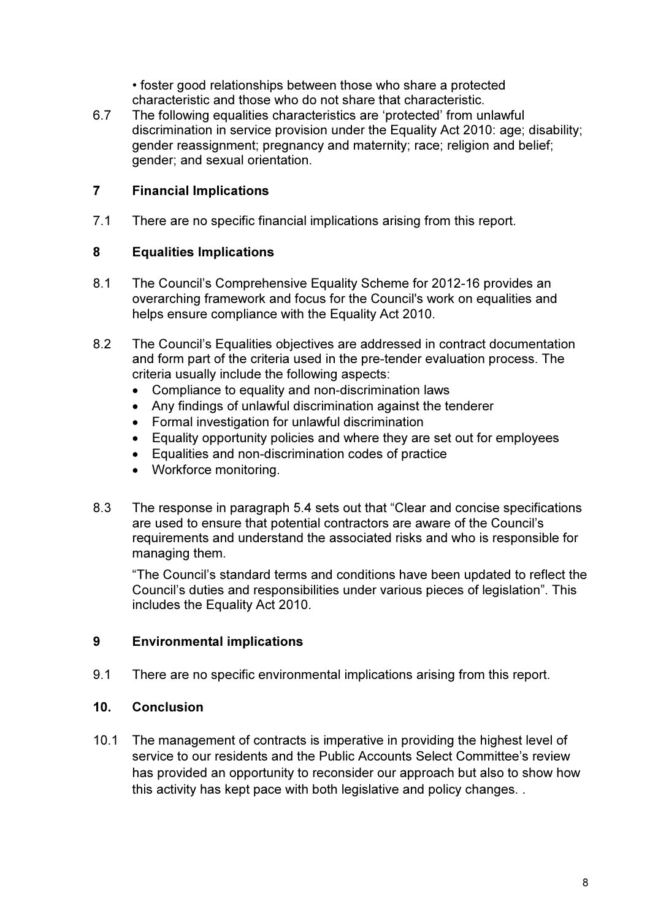• foster good relationships between those who share a protected characteristic and those who do not share that characteristic.

6.7 The following equalities characteristics are 'protected' from unlawful discrimination in service provision under the Equality Act 2010: age; disability; gender reassignment; pregnancy and maternity; race; religion and belief; gender; and sexual orientation.

## 7 Financial Implications

7.1 There are no specific financial implications arising from this report.

## 8 Equalities Implications

8.1 The Council's Comprehensive Equality Scheme for 2012-16 provides an overarching framework and focus for the Council's work on equalities and helps ensure compliance with the Equality Act 2010.

8.2 The Council's Equalities objectives are addressed in contract documentation and form part of the criteria used in the pre-tender evaluation process. The criteria usually include the following aspects:

- Compliance to equality and non-discrimination laws
- Any findings of unlawful discrimination against the tenderer
- Formal investigation for unlawful discrimination
- Equality opportunity policies and where they are set out for employees
- Equalities and non-discrimination codes of practice
- Workforce monitoring.

8.3 The response in paragraph 5.4 sets out that "Clear and concise specifications are used to ensure that potential contractors are aware of the Council's requirements and understand the associated risks and who is responsible for managing them.

"The Council's standard terms and conditions have been updated to reflect the Council's duties and responsibilities under various pieces of legislation". This includes the Equality Act 2010.

## 9 Environmental implications

9.1 There are no specific environmental implications arising from this report.

## 10. Conclusion

10.1 The management of contracts is imperative in providing the highest level of service to our residents and the Public Accounts Select Committee's review has provided an opportunity to reconsider our approach but also to show how this activity has kept pace with both legislative and policy changes. .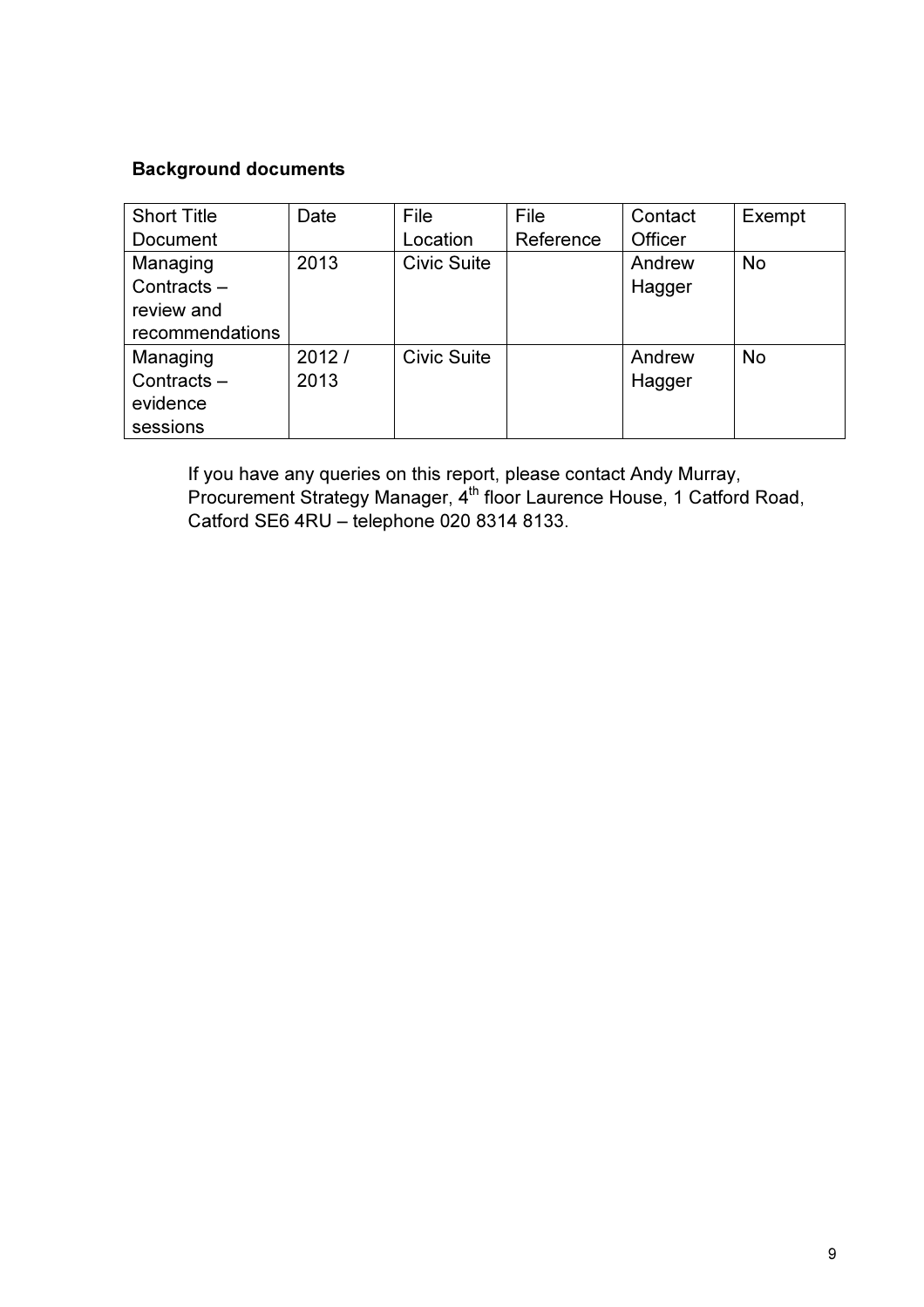**Background documents**

| Short Title Document | Date | File Location | File Reference | Contact Officer | Exempt |
| --- | --- | --- | --- | --- | --- |
| Managing Contracts – review and recommendations | 2013 | Civic Suite | | Andrew Hagger | No |
| Managing Contracts – evidence sessions | 2012 / 2013 | Civic Suite | | Andrew Hagger | No |

If you have any queries on this report, please contact Andy Murray, Procurement Strategy Manager, 4th floor Laurence House, 1 Catford Road, Catford SE6 4RU – telephone 020 8314 8133.